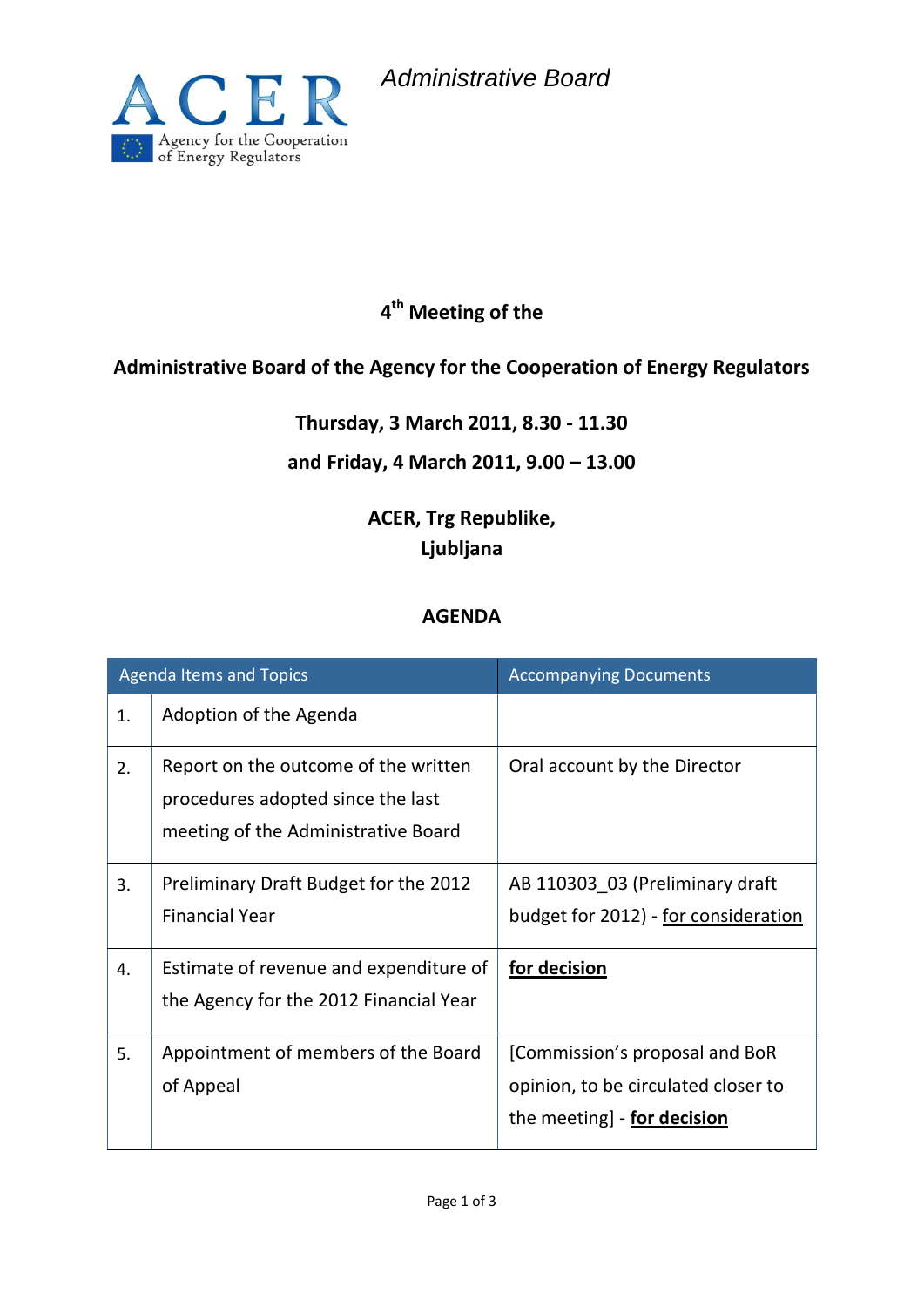*Administrative Board*

ACER
Agency for the Cooperation of Energy Regulators

**4th Meeting of the**

**Administrative Board of the Agency for the Cooperation of Energy Regulators**

**Thursday, 3 March 2011, 8.30 - 11.30**

**and Friday, 4 March 2011, 9.00 – 13.00**

**ACER, Trg Republike,**
**Ljubljana**

## AGENDA

| | Agenda Items and Topics | Accompanying Documents |
|---|---|---|
| 1. | Adoption of the Agenda | |
| 2. | Report on the outcome of the written procedures adopted since the last meeting of the Administrative Board | Oral account by the Director |
| 3. | Preliminary Draft Budget for the 2012 Financial Year | AB 110303_03 (Preliminary draft budget for 2012) - <u>for consideration</u> |
| 4. | Estimate of revenue and expenditure of the Agency for the 2012 Financial Year | <u>**for decision**</u> |
| 5. | Appointment of members of the Board of Appeal | [Commission's proposal and BoR opinion, to be circulated closer to the meeting] - <u>**for decision**</u> |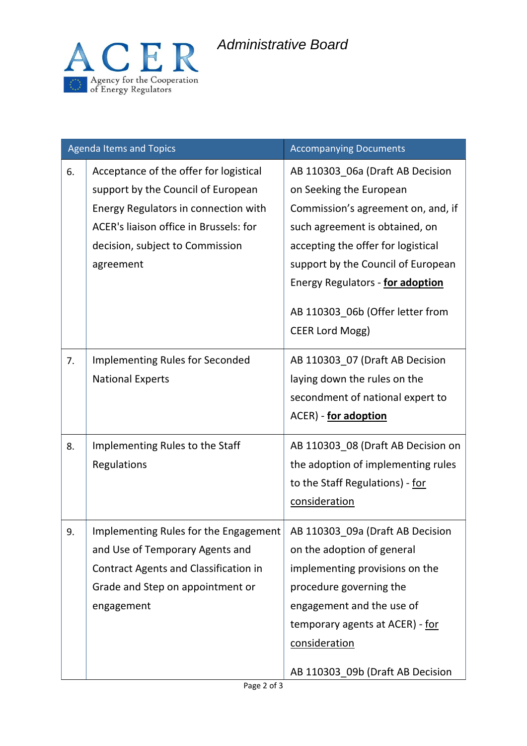*Administrative Board*

| | Agenda Items and Topics | Accompanying Documents |
|---|---|---|
| 6. | Acceptance of the offer for logistical support by the Council of European Energy Regulators in connection with ACER's liaison office in Brussels: for decision, subject to Commission agreement | AB 110303_06a (Draft AB Decision on Seeking the European Commission's agreement on, and, if such agreement is obtained, on accepting the offer for logistical support by the Council of European Energy Regulators - **for adoption**<br><br>AB 110303_06b (Offer letter from CEER Lord Mogg) |
| 7. | Implementing Rules for Seconded National Experts | AB 110303_07 (Draft AB Decision laying down the rules on the secondment of national expert to ACER) - **for adoption** |
| 8. | Implementing Rules to the Staff Regulations | AB 110303_08 (Draft AB Decision on the adoption of implementing rules to the Staff Regulations) - for consideration |
| 9. | Implementing Rules for the Engagement and Use of Temporary Agents and Contract Agents and Classification in Grade and Step on appointment or engagement | AB 110303_09a (Draft AB Decision on the adoption of general implementing provisions on the procedure governing the engagement and the use of temporary agents at ACER) - for consideration<br><br>AB 110303_09b (Draft AB Decision |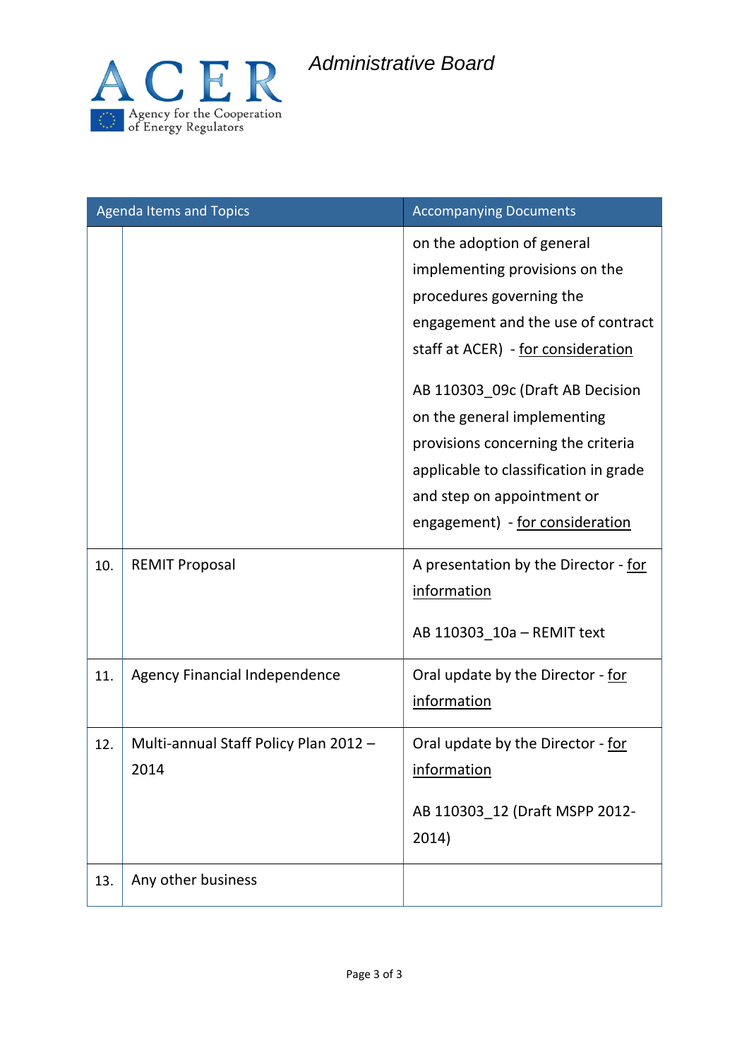| Agenda Items and Topics | | Accompanying Documents |
|---|---|---|
| | | on the adoption of general implementing provisions on the procedures governing the engagement and the use of contract staff at ACER) - <u>for consideration</u><br><br>AB 110303_09c (Draft AB Decision on the general implementing provisions concerning the criteria applicable to classification in grade and step on appointment or engagement) - <u>for consideration</u> |
| 10. | REMIT Proposal | A presentation by the Director - <u>for information</u><br><br>AB 110303_10a – REMIT text |
| 11. | Agency Financial Independence | Oral update by the Director - <u>for information</u> |
| 12. | Multi-annual Staff Policy Plan 2012 – 2014 | Oral update by the Director - <u>for information</u><br><br>AB 110303_12 (Draft MSPP 2012-2014) |
| 13. | Any other business | |